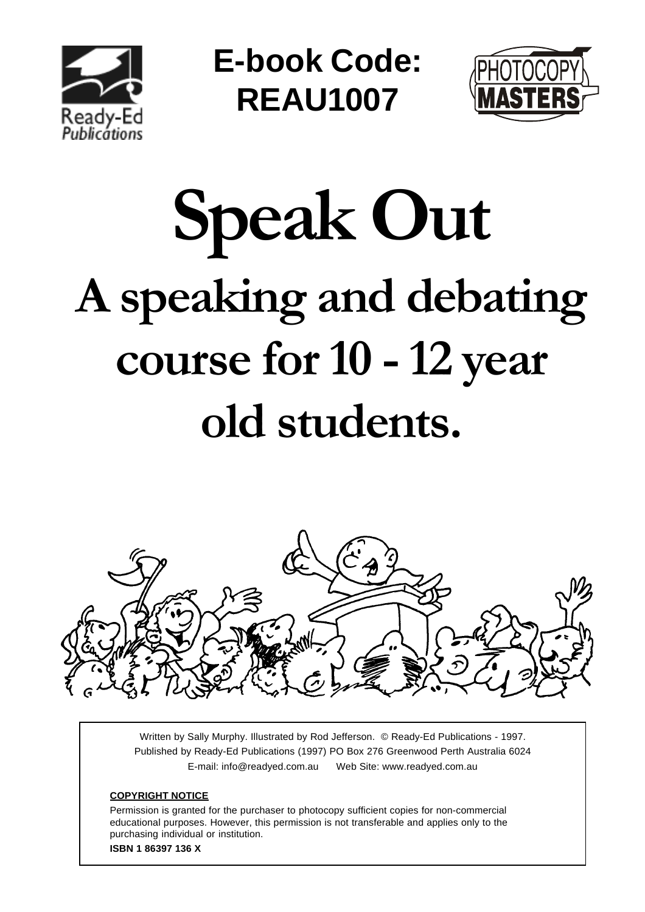**E-book Code: REAU1007**

Ready-Ed Publications

PHOTOCOPY MASTERS

# Speak Out

## A speaking and debating course for 10 - 12 year old students.

Written by Sally Murphy. Illustrated by Rod Jefferson. © Ready-Ed Publications - 1997.
Published by Ready-Ed Publications (1997) PO Box 276 Greenwood Perth Australia 6024
E-mail: info@readyed.com.au Web Site: www.readyed.com.au

**COPYRIGHT NOTICE**

Permission is granted for the purchaser to photocopy sufficient copies for non-commercial educational purposes. However, this permission is not transferable and applies only to the purchasing individual or institution.

**ISBN 1 86397 136 X**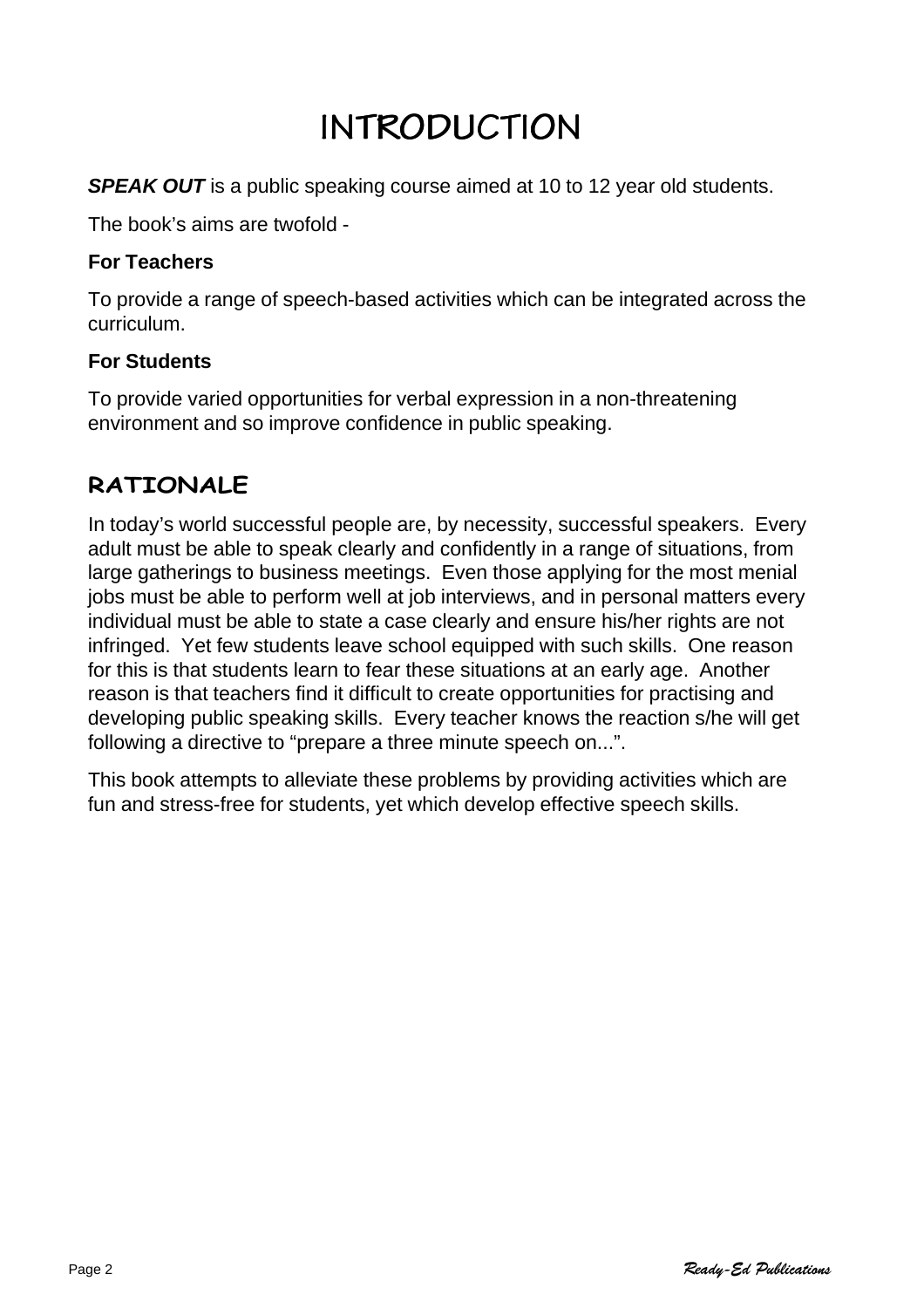# INTRODUCTION

***SPEAK OUT*** is a public speaking course aimed at 10 to 12 year old students.

The book's aims are twofold -

**For Teachers**

To provide a range of speech-based activities which can be integrated across the curriculum.

**For Students**

To provide varied opportunities for verbal expression in a non-threatening environment and so improve confidence in public speaking.

## RATIONALE

In today's world successful people are, by necessity, successful speakers. Every adult must be able to speak clearly and confidently in a range of situations, from large gatherings to business meetings. Even those applying for the most menial jobs must be able to perform well at job interviews, and in personal matters every individual must be able to state a case clearly and ensure his/her rights are not infringed. Yet few students leave school equipped with such skills. One reason for this is that students learn to fear these situations at an early age. Another reason is that teachers find it difficult to create opportunities for practising and developing public speaking skills. Every teacher knows the reaction s/he will get following a directive to "prepare a three minute speech on...".

This book attempts to alleviate these problems by providing activities which are fun and stress-free for students, yet which develop effective speech skills.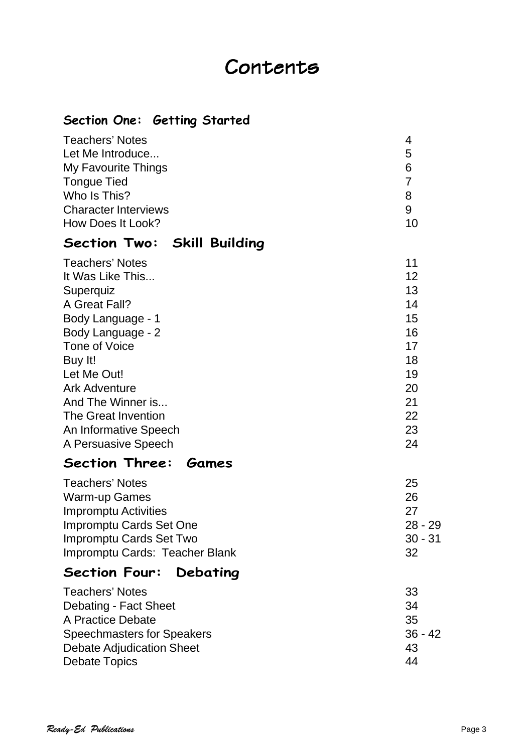# Contents

## Section One: Getting Started

| | |
|---|---|
| Teachers' Notes | 4 |
| Let Me Introduce... | 5 |
| My Favourite Things | 6 |
| Tongue Tied | 7 |
| Who Is This? | 8 |
| Character Interviews | 9 |
| How Does It Look? | 10 |

## Section Two: Skill Building

| | |
|---|---|
| Teachers' Notes | 11 |
| It Was Like This... | 12 |
| Superquiz | 13 |
| A Great Fall? | 14 |
| Body Language - 1 | 15 |
| Body Language - 2 | 16 |
| Tone of Voice | 17 |
| Buy It! | 18 |
| Let Me Out! | 19 |
| Ark Adventure | 20 |
| And The Winner is... | 21 |
| The Great Invention | 22 |
| An Informative Speech | 23 |
| A Persuasive Speech | 24 |

## Section Three: Games

| | |
|---|---|
| Teachers' Notes | 25 |
| Warm-up Games | 26 |
| Impromptu Activities | 27 |
| Impromptu Cards Set One | 28 - 29 |
| Impromptu Cards Set Two | 30 - 31 |
| Impromptu Cards: Teacher Blank | 32 |

## Section Four: Debating

| | |
|---|---|
| Teachers' Notes | 33 |
| Debating - Fact Sheet | 34 |
| A Practice Debate | 35 |
| Speechmasters for Speakers | 36 - 42 |
| Debate Adjudication Sheet | 43 |
| Debate Topics | 44 |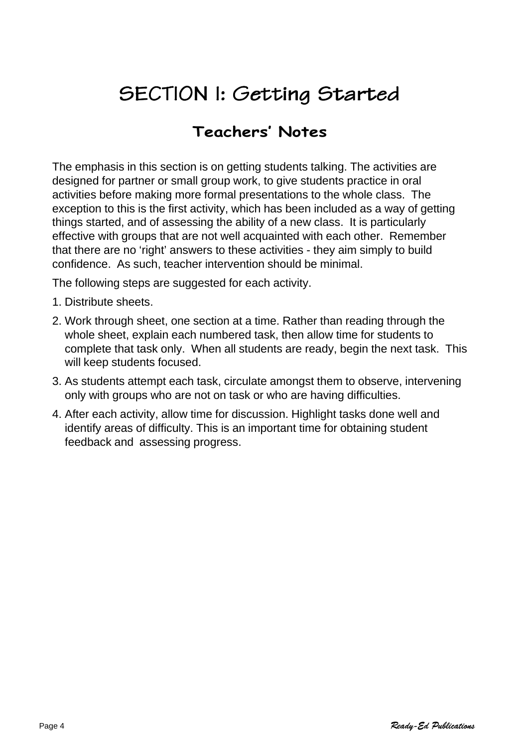# SECTION 1: Getting Started

## Teachers' Notes

The emphasis in this section is on getting students talking. The activities are designed for partner or small group work, to give students practice in oral activities before making more formal presentations to the whole class. The exception to this is the first activity, which has been included as a way of getting things started, and of assessing the ability of a new class. It is particularly effective with groups that are not well acquainted with each other. Remember that there are no 'right' answers to these activities - they aim simply to build confidence. As such, teacher intervention should be minimal.

The following steps are suggested for each activity.

1. Distribute sheets.
2. Work through sheet, one section at a time. Rather than reading through the whole sheet, explain each numbered task, then allow time for students to complete that task only. When all students are ready, begin the next task. This will keep students focused.
3. As students attempt each task, circulate amongst them to observe, intervening only with groups who are not on task or who are having difficulties.
4. After each activity, allow time for discussion. Highlight tasks done well and identify areas of difficulty. This is an important time for obtaining student feedback and assessing progress.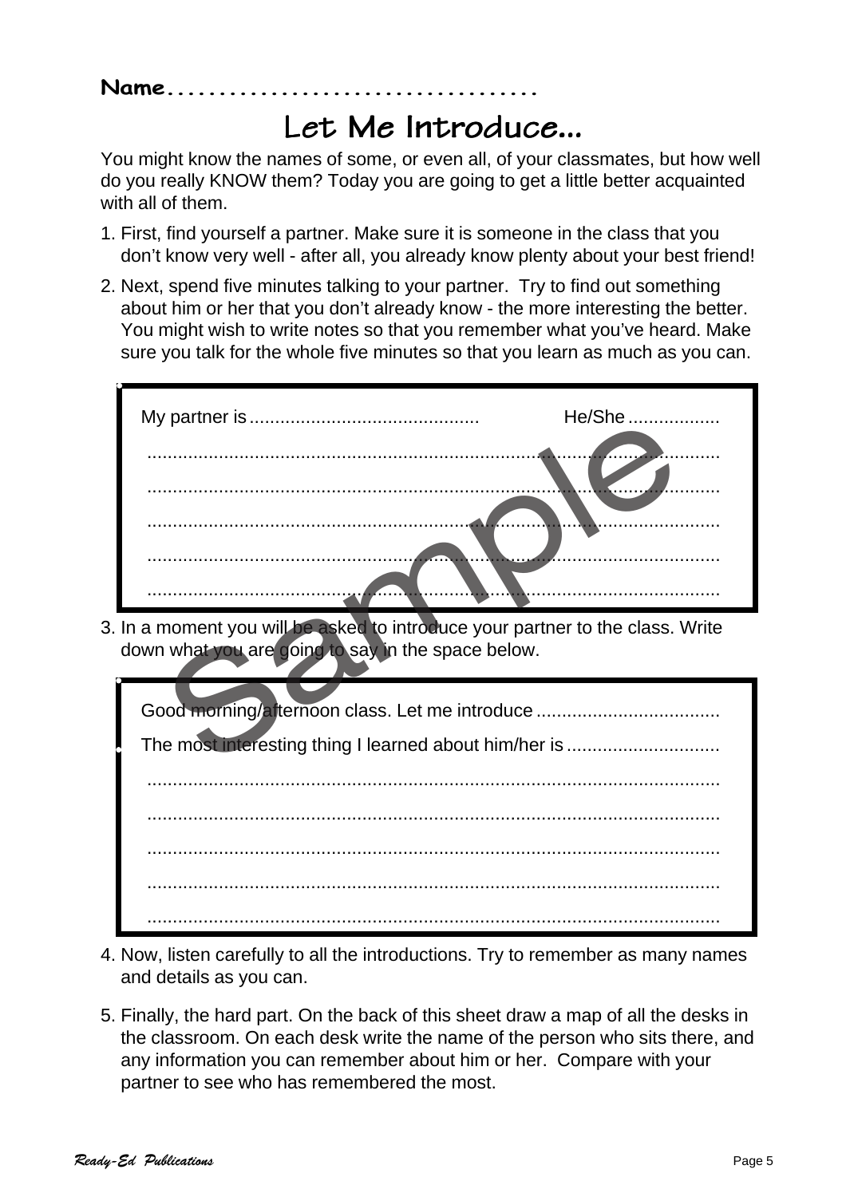Name...................................

# Let Me Introduce...

You might know the names of some, or even all, of your classmates, but how well do you really KNOW them? Today you are going to get a little better acquainted with all of them.

1. First, find yourself a partner. Make sure it is someone in the class that you don't know very well - after all, you already know plenty about your best friend!
2. Next, spend five minutes talking to your partner. Try to find out something about him or her that you don't already know - the more interesting the better. You might wish to write notes so that you remember what you've heard. Make sure you talk for the whole five minutes so that you learn as much as you can.

> My partner is............................................ He/She ..................
>
> ...................................................................................................................
>
> ...................................................................................................................
>
> ...................................................................................................................
>
> ...................................................................................................................
>
> ...................................................................................................................

3. In a moment you will be asked to introduce your partner to the class. Write down what you are going to say in the space below.

> Good morning/afternoon class. Let me introduce ....................................
>
> The most interesting thing I learned about him/her is ..............................
>
> ...................................................................................................................
>
> ...................................................................................................................
>
> ...................................................................................................................
>
> ...................................................................................................................
>
> ...................................................................................................................

4. Now, listen carefully to all the introductions. Try to remember as many names and details as you can.
5. Finally, the hard part. On the back of this sheet draw a map of all the desks in the classroom. On each desk write the name of the person who sits there, and any information you can remember about him or her. Compare with your partner to see who has remembered the most.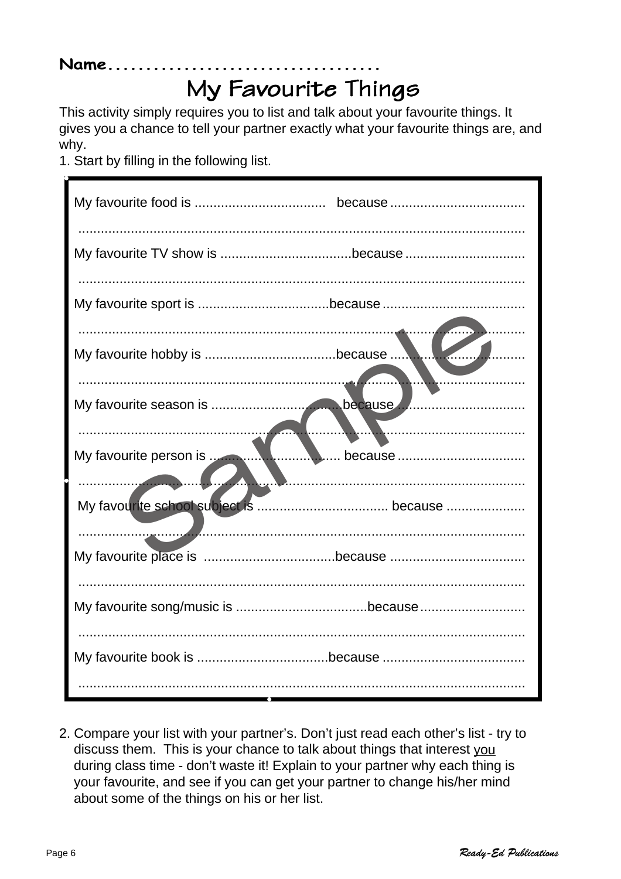Name....................................

# My Favourite Things

This activity simply requires you to list and talk about your favourite things. It gives you a chance to tell your partner exactly what your favourite things are, and why.

1. Start by filling in the following list.

My favourite food is .................................. because ...................................

......................................................................................................................

My favourite TV show is ..................................because ...............................

......................................................................................................................

My favourite sport is ..................................because .....................................

......................................................................................................................

My favourite hobby is ..................................because ...................................

......................................................................................................................

My favourite season is ..................................because .................................

......................................................................................................................

My favourite person is .................................. because .................................

......................................................................................................................

My favourite school subject is .................................. because ....................

......................................................................................................................

My favourite place is ..................................because ...................................

......................................................................................................................

My favourite song/music is ..................................because ...........................

......................................................................................................................

My favourite book is ..................................because .....................................

......................................................................................................................

2. Compare your list with your partner's. Don't just read each other's list - try to discuss them. This is your chance to talk about things that interest you during class time - don't waste it! Explain to your partner why each thing is your favourite, and see if you can get your partner to change his/her mind about some of the things on his or her list.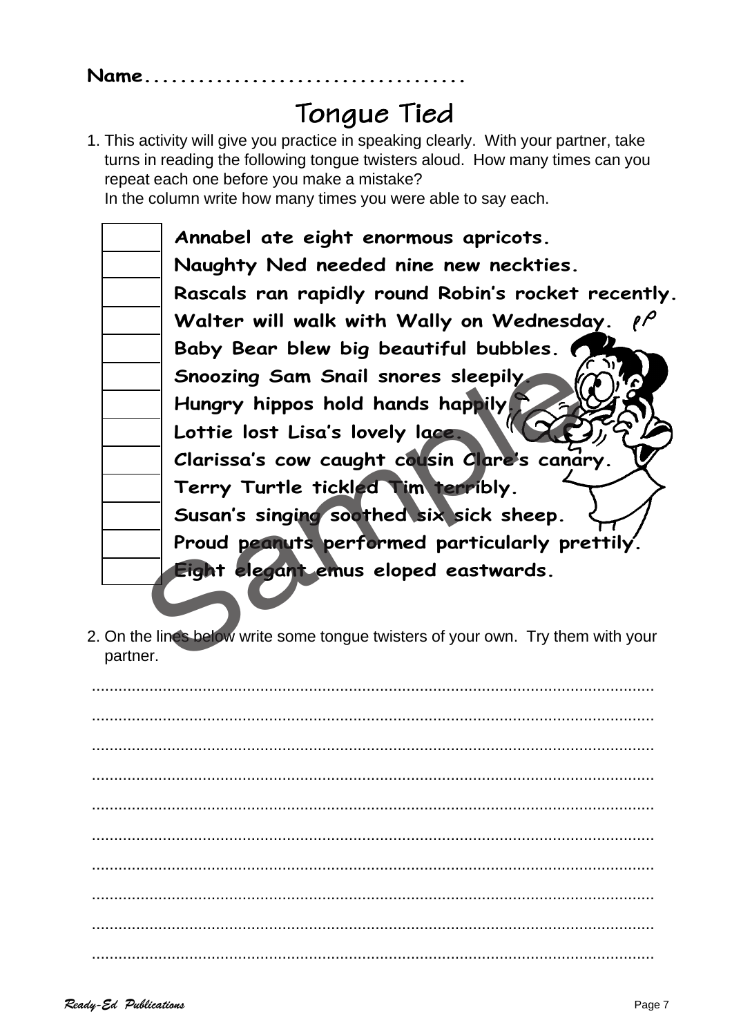Name....................................

# Tongue Tied

1. This activity will give you practice in speaking clearly. With your partner, take turns in reading the following tongue twisters aloud. How many times can you repeat each one before you make a mistake?
   In the column write how many times you were able to say each.

| | |
|---|---|
| | **Annabel ate eight enormous apricots.** |
| | **Naughty Ned needed nine new neckties.** |
| | **Rascals ran rapidly round Robin's rocket recently.** |
| | **Walter will walk with Wally on Wednesday.** |
| | **Baby Bear blew big beautiful bubbles.** |
| | **Snoozing Sam Snail snores sleepily.** |
| | **Hungry hippos hold hands happily.** |
| | **Lottie lost Lisa's lovely lace.** |
| | **Clarissa's cow caught cousin Clare's canary.** |
| | **Terry Turtle tickled Tim terribly.** |
| | **Susan's singing soothed six sick sheep.** |
| | **Proud peanuts performed particularly prettily.** |
| | **Eight elegant emus eloped eastwards.** |

2. On the lines below write some tongue twisters of your own. Try them with your partner.

.......................................................................................................................

.......................................................................................................................

.......................................................................................................................

.......................................................................................................................

.......................................................................................................................

.......................................................................................................................

.......................................................................................................................

.......................................................................................................................

.......................................................................................................................

.......................................................................................................................